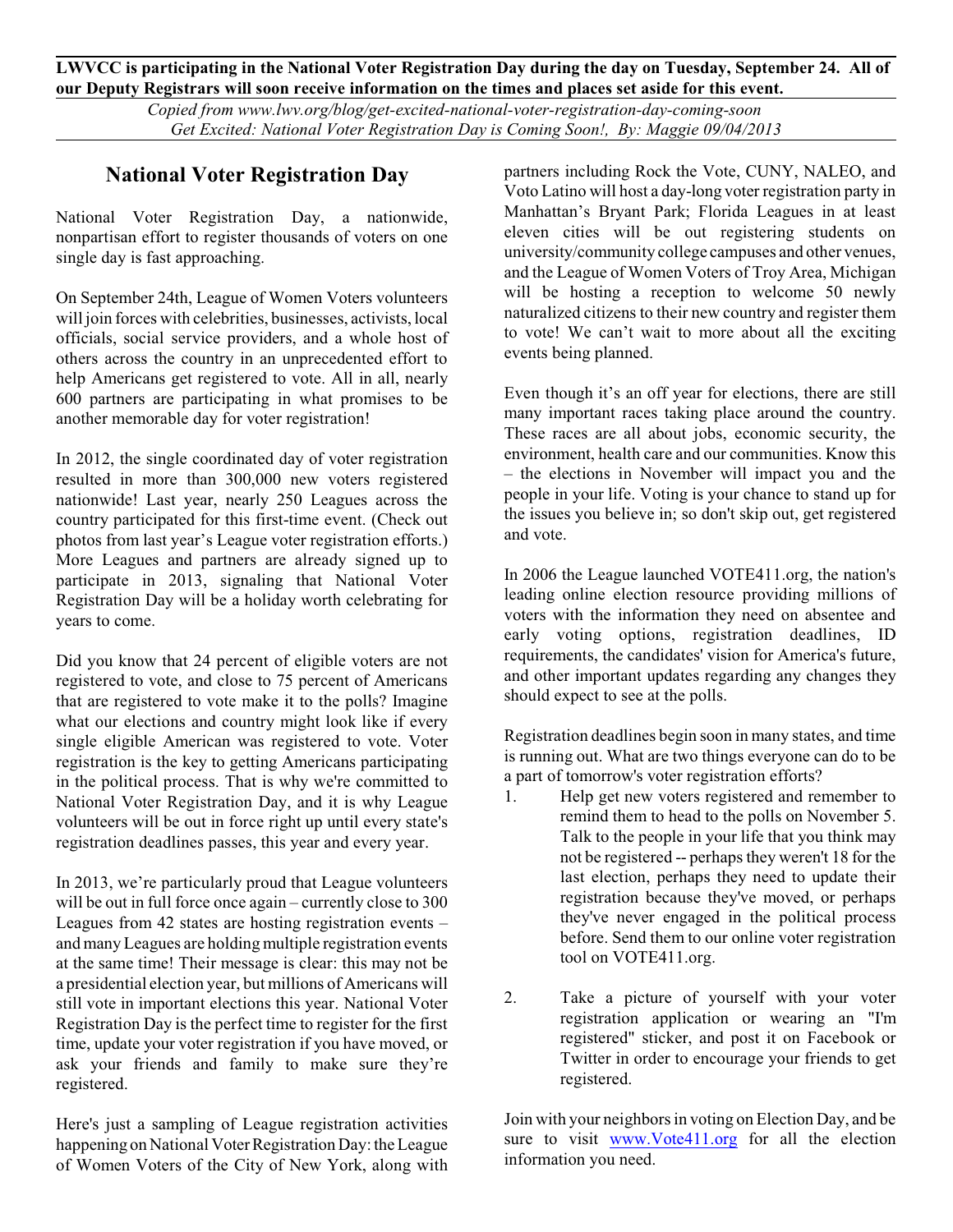**LWVCC is participating in the National Voter Registration Day during the day on Tuesday, September 24. All of our Deputy Registrars will soon receive information on the times and places set aside for this event.**

*Copied from www.lwv.org/blog/get-excited-national-voter-registration-day-coming-soon*
*Get Excited: National Voter Registration Day is Coming Soon!, By: Maggie 09/04/2013*

## National Voter Registration Day

National Voter Registration Day, a nationwide, nonpartisan effort to register thousands of voters on one single day is fast approaching.

On September 24th, League of Women Voters volunteers will join forces with celebrities, businesses, activists, local officials, social service providers, and a whole host of others across the country in an unprecedented effort to help Americans get registered to vote. All in all, nearly 600 partners are participating in what promises to be another memorable day for voter registration!

In 2012, the single coordinated day of voter registration resulted in more than 300,000 new voters registered nationwide! Last year, nearly 250 Leagues across the country participated for this first-time event. (Check out photos from last year's League voter registration efforts.) More Leagues and partners are already signed up to participate in 2013, signaling that National Voter Registration Day will be a holiday worth celebrating for years to come.

Did you know that 24 percent of eligible voters are not registered to vote, and close to 75 percent of Americans that are registered to vote make it to the polls? Imagine what our elections and country might look like if every single eligible American was registered to vote. Voter registration is the key to getting Americans participating in the political process. That is why we're committed to National Voter Registration Day, and it is why League volunteers will be out in force right up until every state's registration deadlines passes, this year and every year.

In 2013, we're particularly proud that League volunteers will be out in full force once again – currently close to 300 Leagues from 42 states are hosting registration events – and many Leagues are holding multiple registration events at the same time! Their message is clear: this may not be a presidential election year, but millions of Americans will still vote in important elections this year. National Voter Registration Day is the perfect time to register for the first time, update your voter registration if you have moved, or ask your friends and family to make sure they're registered.

Here's just a sampling of League registration activities happening on National Voter Registration Day: the League of Women Voters of the City of New York, along with partners including Rock the Vote, CUNY, NALEO, and Voto Latino will host a day-long voter registration party in Manhattan's Bryant Park; Florida Leagues in at least eleven cities will be out registering students on university/community college campuses and other venues, and the League of Women Voters of Troy Area, Michigan will be hosting a reception to welcome 50 newly naturalized citizens to their new country and register them to vote! We can't wait to more about all the exciting events being planned.

Even though it's an off year for elections, there are still many important races taking place around the country. These races are all about jobs, economic security, the environment, health care and our communities. Know this – the elections in November will impact you and the people in your life. Voting is your chance to stand up for the issues you believe in; so don't skip out, get registered and vote.

In 2006 the League launched VOTE411.org, the nation's leading online election resource providing millions of voters with the information they need on absentee and early voting options, registration deadlines, ID requirements, the candidates' vision for America's future, and other important updates regarding any changes they should expect to see at the polls.

Registration deadlines begin soon in many states, and time is running out. What are two things everyone can do to be a part of tomorrow's voter registration efforts?

1. Help get new voters registered and remember to remind them to head to the polls on November 5. Talk to the people in your life that you think may not be registered -- perhaps they weren't 18 for the last election, perhaps they need to update their registration because they've moved, or perhaps they've never engaged in the political process before. Send them to our online voter registration tool on VOTE411.org.

2. Take a picture of yourself with your voter registration application or wearing an "I'm registered" sticker, and post it on Facebook or Twitter in order to encourage your friends to get registered.

Join with your neighbors in voting on Election Day, and be sure to visit [www.Vote411.org](www.Vote411.org) for all the election information you need.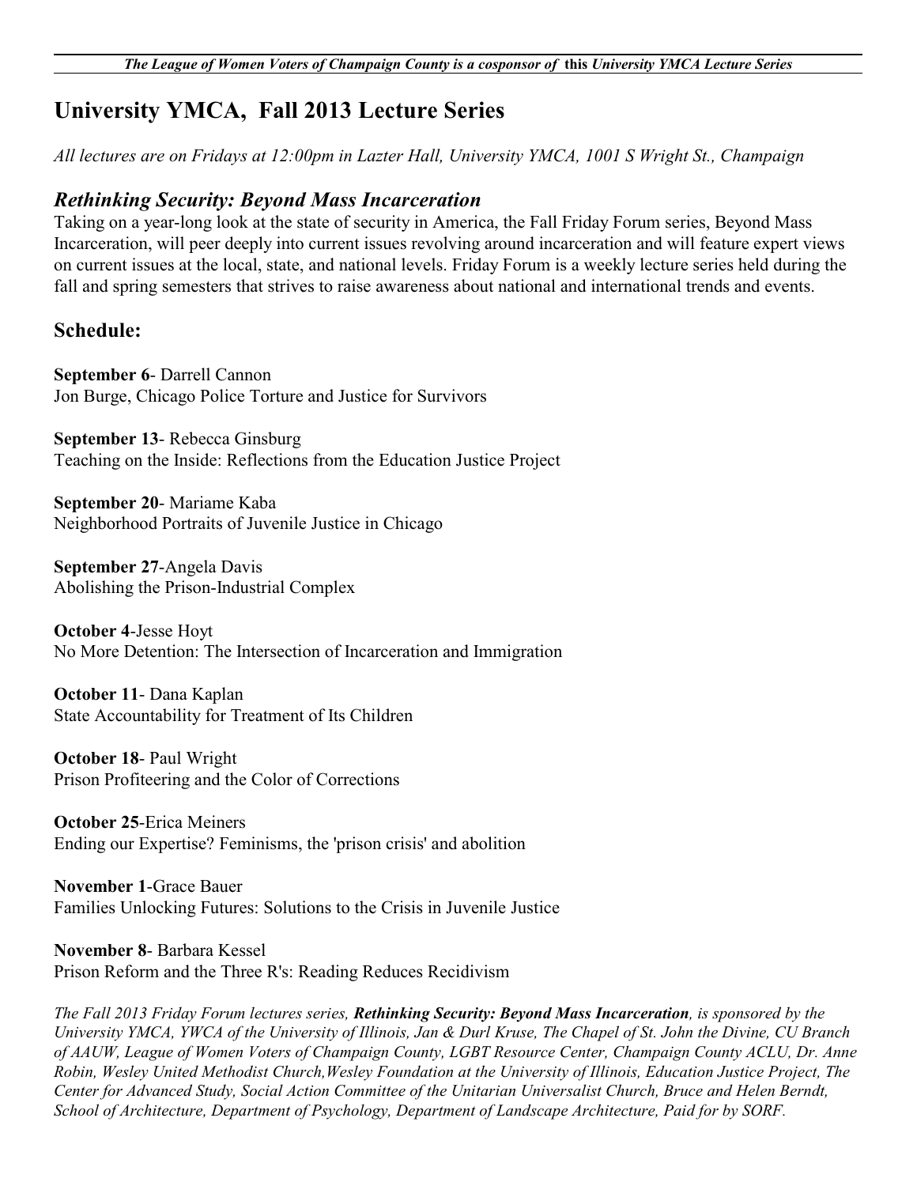*The League of Women Voters of Champaign County is a cosponsor of* **this** *University YMCA Lecture Series*

# University YMCA, Fall 2013 Lecture Series

*All lectures are on Fridays at 12:00pm in Lazter Hall, University YMCA, 1001 S Wright St., Champaign*

## *Rethinking Security: Beyond Mass Incarceration*

Taking on a year-long look at the state of security in America, the Fall Friday Forum series, Beyond Mass Incarceration, will peer deeply into current issues revolving around incarceration and will feature expert views on current issues at the local, state, and national levels. Friday Forum is a weekly lecture series held during the fall and spring semesters that strives to raise awareness about national and international trends and events.

## Schedule:

**September 6**- Darrell Cannon
Jon Burge, Chicago Police Torture and Justice for Survivors

**September 13**- Rebecca Ginsburg
Teaching on the Inside: Reflections from the Education Justice Project

**September 20**- Mariame Kaba
Neighborhood Portraits of Juvenile Justice in Chicago

**September 27**-Angela Davis
Abolishing the Prison-Industrial Complex

**October 4**-Jesse Hoyt
No More Detention: The Intersection of Incarceration and Immigration

**October 11**- Dana Kaplan
State Accountability for Treatment of Its Children

**October 18**- Paul Wright
Prison Profiteering and the Color of Corrections

**October 25**-Erica Meiners
Ending our Expertise? Feminisms, the 'prison crisis' and abolition

**November 1**-Grace Bauer
Families Unlocking Futures: Solutions to the Crisis in Juvenile Justice

**November 8**- Barbara Kessel
Prison Reform and the Three R's: Reading Reduces Recidivism

*The Fall 2013 Friday Forum lectures series, **Rethinking Security: Beyond Mass Incarceration**, is sponsored by the University YMCA, YWCA of the University of Illinois, Jan & Durl Kruse, The Chapel of St. John the Divine, CU Branch of AAUW, League of Women Voters of Champaign County, LGBT Resource Center, Champaign County ACLU, Dr. Anne Robin, Wesley United Methodist Church,Wesley Foundation at the University of Illinois, Education Justice Project, The Center for Advanced Study, Social Action Committee of the Unitarian Universalist Church, Bruce and Helen Berndt, School of Architecture, Department of Psychology, Department of Landscape Architecture, Paid for by SORF.*